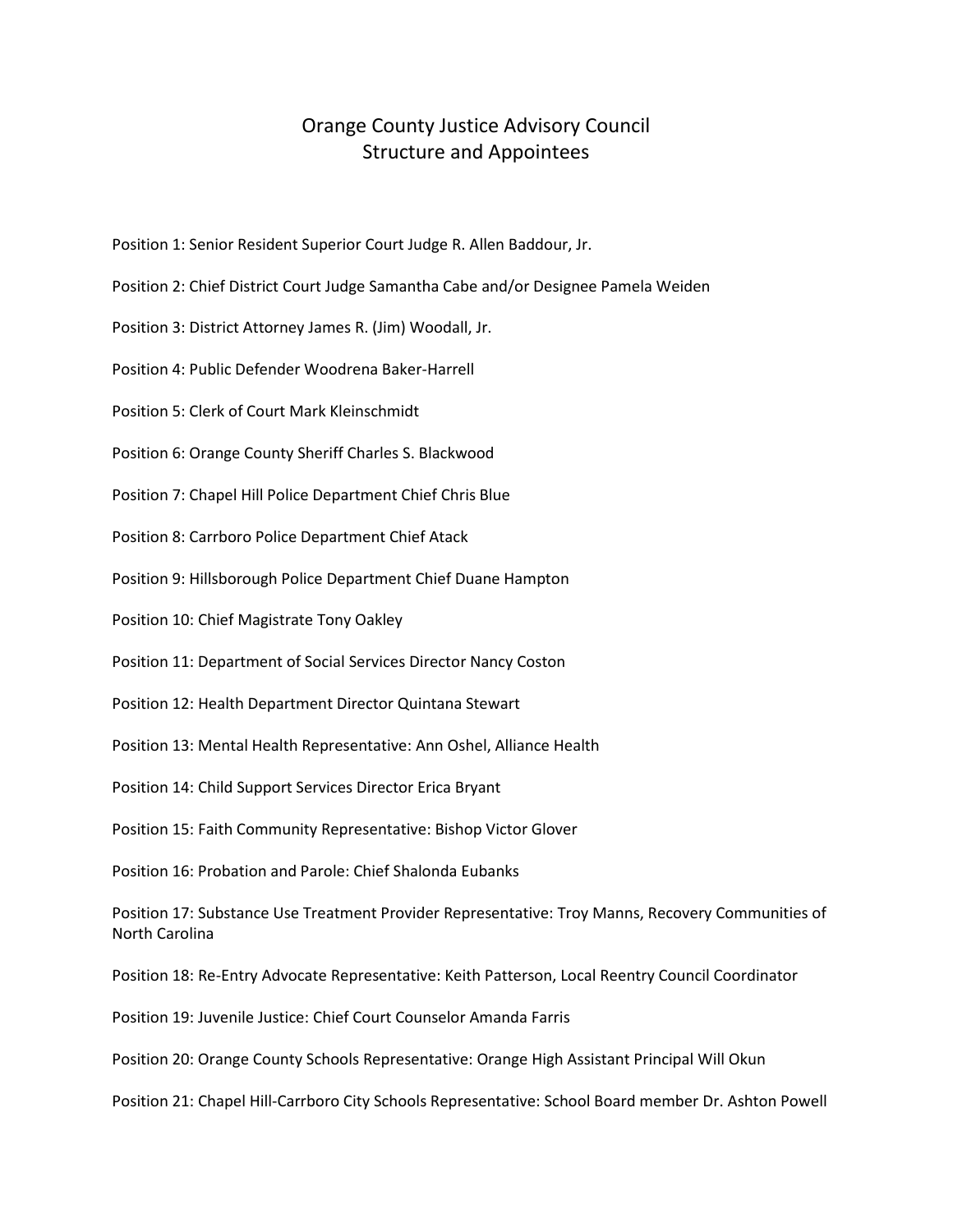# Orange County Justice Advisory Council
## Structure and Appointees

Position 1: Senior Resident Superior Court Judge R. Allen Baddour, Jr.

Position 2: Chief District Court Judge Samantha Cabe and/or Designee Pamela Weiden

Position 3: District Attorney James R. (Jim) Woodall, Jr.

Position 4: Public Defender Woodrena Baker-Harrell

Position 5: Clerk of Court Mark Kleinschmidt

Position 6: Orange County Sheriff Charles S. Blackwood

Position 7: Chapel Hill Police Department Chief Chris Blue

Position 8: Carrboro Police Department Chief Atack

Position 9: Hillsborough Police Department Chief Duane Hampton

Position 10: Chief Magistrate Tony Oakley

Position 11: Department of Social Services Director Nancy Coston

Position 12: Health Department Director Quintana Stewart

Position 13: Mental Health Representative: Ann Oshel, Alliance Health

Position 14: Child Support Services Director Erica Bryant

Position 15: Faith Community Representative: Bishop Victor Glover

Position 16: Probation and Parole: Chief Shalonda Eubanks

Position 17: Substance Use Treatment Provider Representative: Troy Manns, Recovery Communities of North Carolina

Position 18: Re-Entry Advocate Representative: Keith Patterson, Local Reentry Council Coordinator

Position 19: Juvenile Justice: Chief Court Counselor Amanda Farris

Position 20: Orange County Schools Representative: Orange High Assistant Principal Will Okun

Position 21: Chapel Hill-Carrboro City Schools Representative: School Board member Dr. Ashton Powell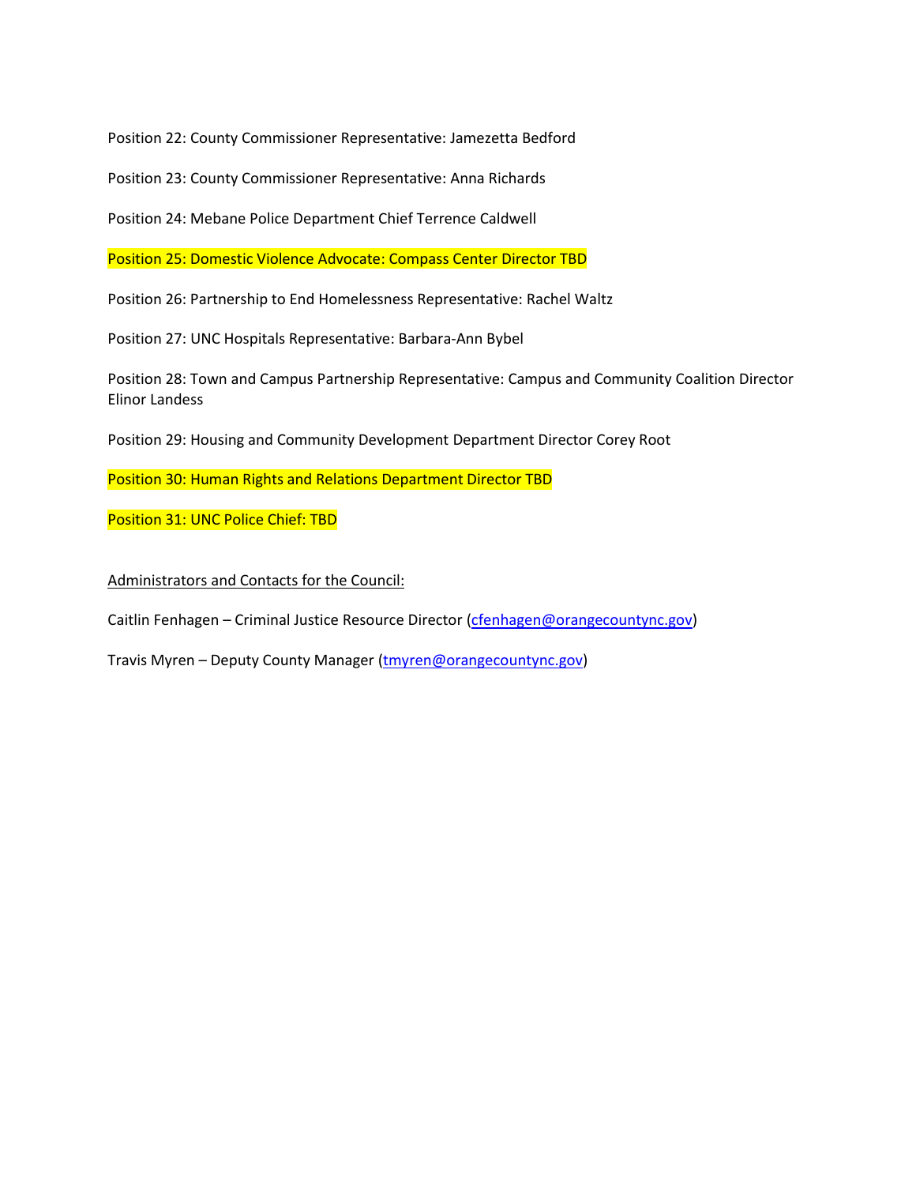Position 22: County Commissioner Representative: Jamezetta Bedford

Position 23: County Commissioner Representative: Anna Richards

Position 24: Mebane Police Department Chief Terrence Caldwell

Position 25: Domestic Violence Advocate: Compass Center Director TBD

Position 26: Partnership to End Homelessness Representative: Rachel Waltz

Position 27: UNC Hospitals Representative: Barbara-Ann Bybel

Position 28: Town and Campus Partnership Representative: Campus and Community Coalition Director Elinor Landess

Position 29: Housing and Community Development Department Director Corey Root

Position 30: Human Rights and Relations Department Director TBD

Position 31: UNC Police Chief: TBD

Administrators and Contacts for the Council:

Caitlin Fenhagen – Criminal Justice Resource Director (cfenhagen@orangecountync.gov)

Travis Myren – Deputy County Manager (tmyren@orangecountync.gov)